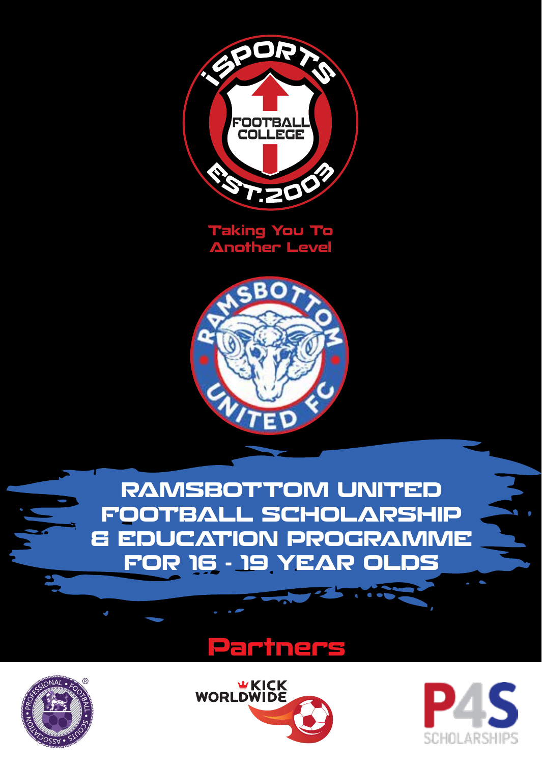Taking You To Another Level

# RAMSBOTTOM UNITED FOOTBALL SCHOLARSHIP & EDUCATION PROGRAMME FOR 16 - 19 YEAR OLDS

## Partners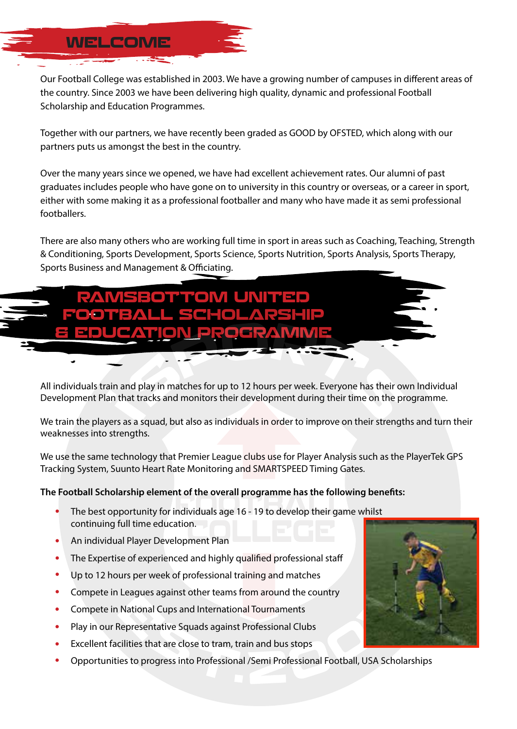# WELCOME

Our Football College was established in 2003. We have a growing number of campuses in different areas of the country. Since 2003 we have been delivering high quality, dynamic and professional Football Scholarship and Education Programmes.

Together with our partners, we have recently been graded as GOOD by OFSTED, which along with our partners puts us amongst the best in the country.

Over the many years since we opened, we have had excellent achievement rates. Our alumni of past graduates includes people who have gone on to university in this country or overseas, or a career in sport, either with some making it as a professional footballer and many who have made it as semi professional footballers.

There are also many others who are working full time in sport in areas such as Coaching, Teaching, Strength & Conditioning, Sports Development, Sports Science, Sports Nutrition, Sports Analysis, Sports Therapy, Sports Business and Management & Officiating.

# RAMSBOTTOM UNITED FOOTBALL SCHOLARSHIP & EDUCATION PROGRAMME

All individuals train and play in matches for up to 12 hours per week. Everyone has their own Individual Development Plan that tracks and monitors their development during their time on the programme.

We train the players as a squad, but also as individuals in order to improve on their strengths and turn their weaknesses into strengths.

We use the same technology that Premier League clubs use for Player Analysis such as the PlayerTek GPS Tracking System, Suunto Heart Rate Monitoring and SMARTSPEED Timing Gates.

**The Football Scholarship element of the overall programme has the following benefits:**

- The best opportunity for individuals age 16 - 19 to develop their game whilst continuing full time education.
- An individual Player Development Plan
- The Expertise of experienced and highly qualified professional staff
- Up to 12 hours per week of professional training and matches
- Compete in Leagues against other teams from around the country
- Compete in National Cups and International Tournaments
- Play in our Representative Squads against Professional Clubs
- Excellent facilities that are close to tram, train and bus stops
- Opportunities to progress into Professional /Semi Professional Football, USA Scholarships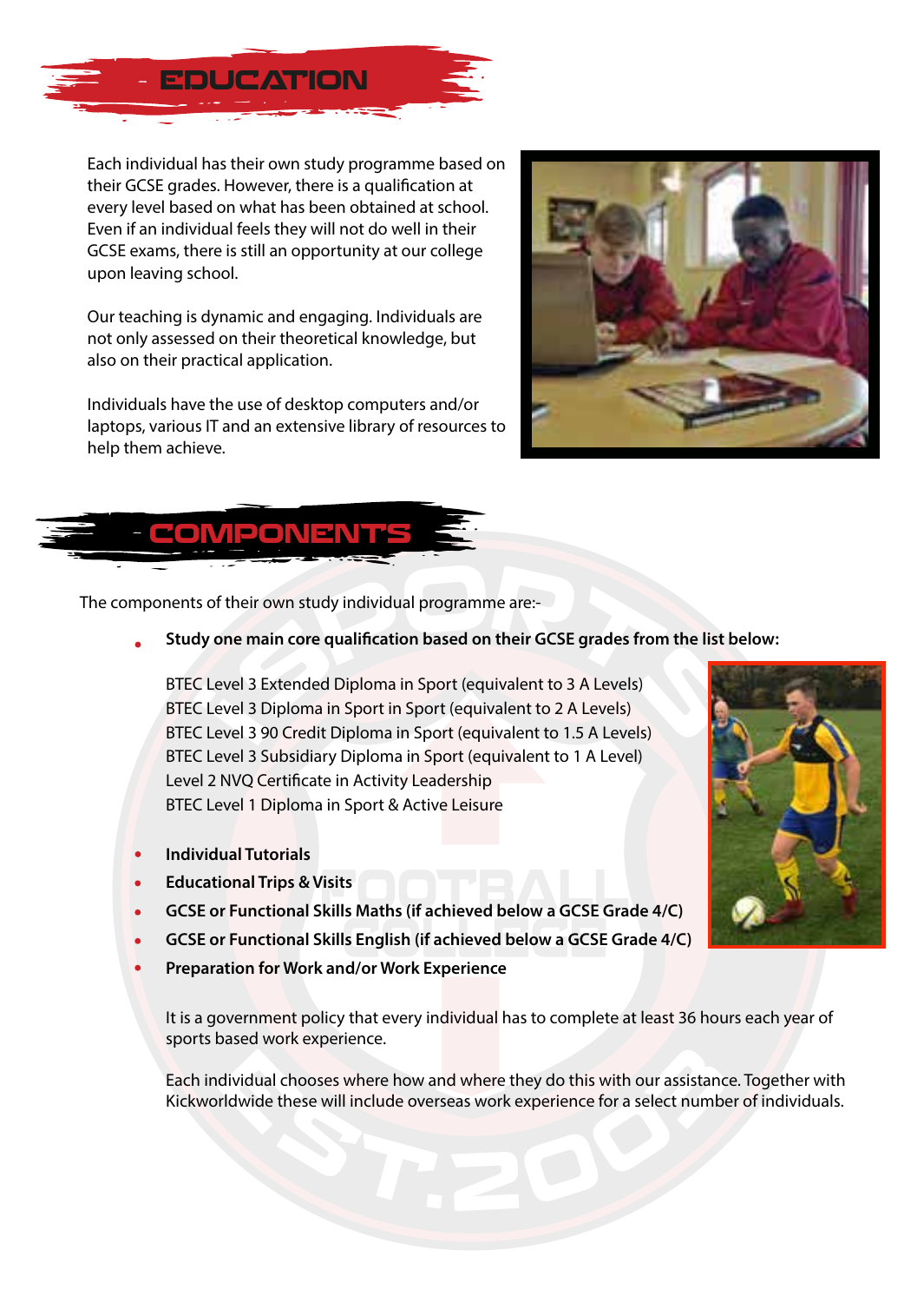# EDUCATION

Each individual has their own study programme based on their GCSE grades. However, there is a qualification at every level based on what has been obtained at school. Even if an individual feels they will not do well in their GCSE exams, there is still an opportunity at our college upon leaving school.

Our teaching is dynamic and engaging. Individuals are not only assessed on their theoretical knowledge, but also on their practical application.

Individuals have the use of desktop computers and/or laptops, various IT and an extensive library of resources to help them achieve.

# COMPONENTS

The components of their own study individual programme are:-

- **Study one main core qualification based on their GCSE grades from the list below:**

  BTEC Level 3 Extended Diploma in Sport (equivalent to 3 A Levels)
  BTEC Level 3 Diploma in Sport in Sport (equivalent to 2 A Levels)
  BTEC Level 3 90 Credit Diploma in Sport (equivalent to 1.5 A Levels)
  BTEC Level 3 Subsidiary Diploma in Sport (equivalent to 1 A Level)
  Level 2 NVQ Certificate in Activity Leadership
  BTEC Level 1 Diploma in Sport & Active Leisure

- **Individual Tutorials**
- **Educational Trips & Visits**
- **GCSE or Functional Skills Maths (if achieved below a GCSE Grade 4/C)**
- **GCSE or Functional Skills English (if achieved below a GCSE Grade 4/C)**
- **Preparation for Work and/or Work Experience**

  It is a government policy that every individual has to complete at least 36 hours each year of sports based work experience.

  Each individual chooses where how and where they do this with our assistance. Together with Kickworldwide these will include overseas work experience for a select number of individuals.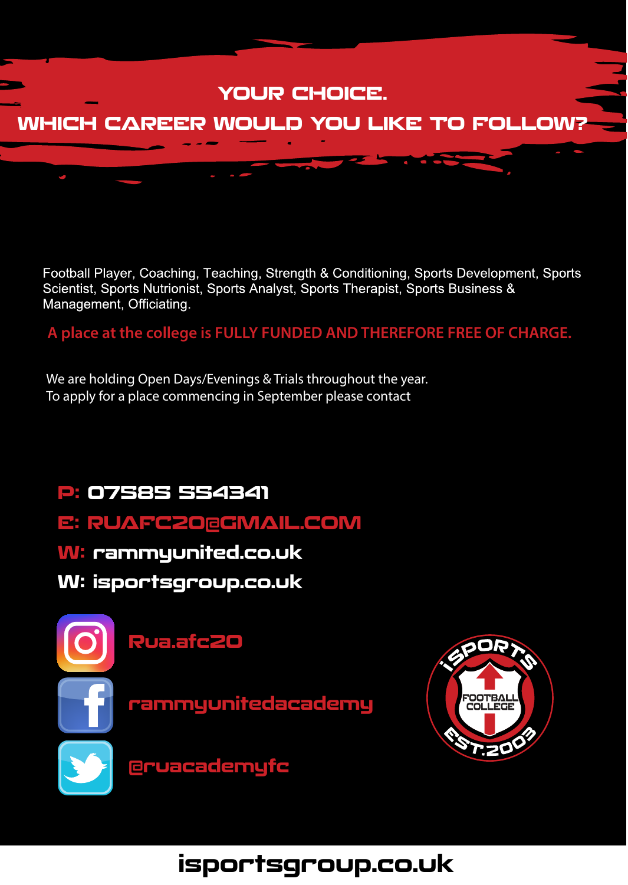# YOUR CHOICE.
# WHICH CAREER WOULD YOU LIKE TO FOLLOW?

Football Player, Coaching, Teaching, Strength & Conditioning, Sports Development, Sports Scientist, Sports Nutrionist, Sports Analyst, Sports Therapist, Sports Business & Management, Officiating.

**A place at the college is FULLY FUNDED AND THEREFORE FREE OF CHARGE.**

We are holding Open Days/Evenings & Trials throughout the year.
To apply for a place commencing in September please contact

**P:** 07585 554341
**E:** RUAFC20@GMAIL.COM
**W:** rammyunited.co.uk
**W:** isportsgroup.co.uk

Rua.afc20

rammyunitedacademy

@ruacademyfc

iSPORTS FOOTBALL COLLEGE EST:2003

isportsgroup.co.uk